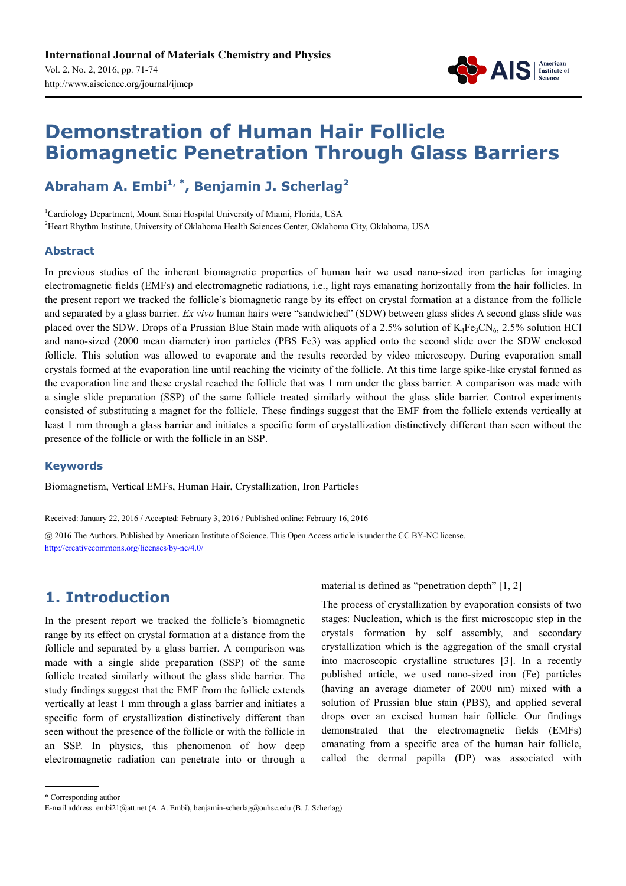# Demonstration of Human Hair Follicle Biomagnetic Penetration Through Glass Barriers

**Abraham A. Embi[1, *], Benjamin J. Scherlag[2]**

[1]Cardiology Department, Mount Sinai Hospital University of Miami, Florida, USA
[2]Heart Rhythm Institute, University of Oklahoma Health Sciences Center, Oklahoma City, Oklahoma, USA

## Abstract

In previous studies of the inherent biomagnetic properties of human hair we used nano-sized iron particles for imaging electromagnetic fields (EMFs) and electromagnetic radiations, i.e., light rays emanating horizontally from the hair follicles. In the present report we tracked the follicle's biomagnetic range by its effect on crystal formation at a distance from the follicle and separated by a glass barrier. *Ex vivo* human hairs were "sandwiched" (SDW) between glass slides A second glass slide was placed over the SDW. Drops of a Prussian Blue Stain made with aliquots of a 2.5% solution of $K_4Fe_3CN_6$, 2.5% solution HCl and nano-sized (2000 mean diameter) iron particles (PBS Fe3) was applied onto the second slide over the SDW enclosed follicle. This solution was allowed to evaporate and the results recorded by video microscopy. During evaporation small crystals formed at the evaporation line until reaching the vicinity of the follicle. At this time large spike-like crystal formed as the evaporation line and these crystal reached the follicle that was 1 mm under the glass barrier. A comparison was made with a single slide preparation (SSP) of the same follicle treated similarly without the glass slide barrier. Control experiments consisted of substituting a magnet for the follicle. These findings suggest that the EMF from the follicle extends vertically at least 1 mm through a glass barrier and initiates a specific form of crystallization distinctively different than seen without the presence of the follicle or with the follicle in an SSP.

## Keywords

Biomagnetism, Vertical EMFs, Human Hair, Crystallization, Iron Particles

Received: January 22, 2016 / Accepted: February 3, 2016 / Published online: February 16, 2016

@ 2016 The Authors. Published by American Institute of Science. This Open Access article is under the CC BY-NC license.
http://creativecommons.org/licenses/by-nc/4.0/

## 1. Introduction

In the present report we tracked the follicle's biomagnetic range by its effect on crystal formation at a distance from the follicle and separated by a glass barrier. A comparison was made with a single slide preparation (SSP) of the same follicle treated similarly without the glass slide barrier. The study findings suggest that the EMF from the follicle extends vertically at least 1 mm through a glass barrier and initiates a specific form of crystallization distinctively different than seen without the presence of the follicle or with the follicle in an SSP. In physics, this phenomenon of how deep electromagnetic radiation can penetrate into or through a material is defined as "penetration depth" [1, 2]

The process of crystallization by evaporation consists of two stages: Nucleation, which is the first microscopic step in the crystals formation by self assembly, and secondary crystallization which is the aggregation of the small crystal into macroscopic crystalline structures [3]. In a recently published article, we used nano-sized iron (Fe) particles (having an average diameter of 2000 nm) mixed with a solution of Prussian blue stain (PBS), and applied several drops over an excised human hair follicle. Our findings demonstrated that the electromagnetic fields (EMFs) emanating from a specific area of the human hair follicle, called the dermal papilla (DP) was associated with

\* Corresponding author
E-mail address: embi21@att.net (A. A. Embi), benjamin-scherlag@ouhsc.edu (B. J. Scherlag)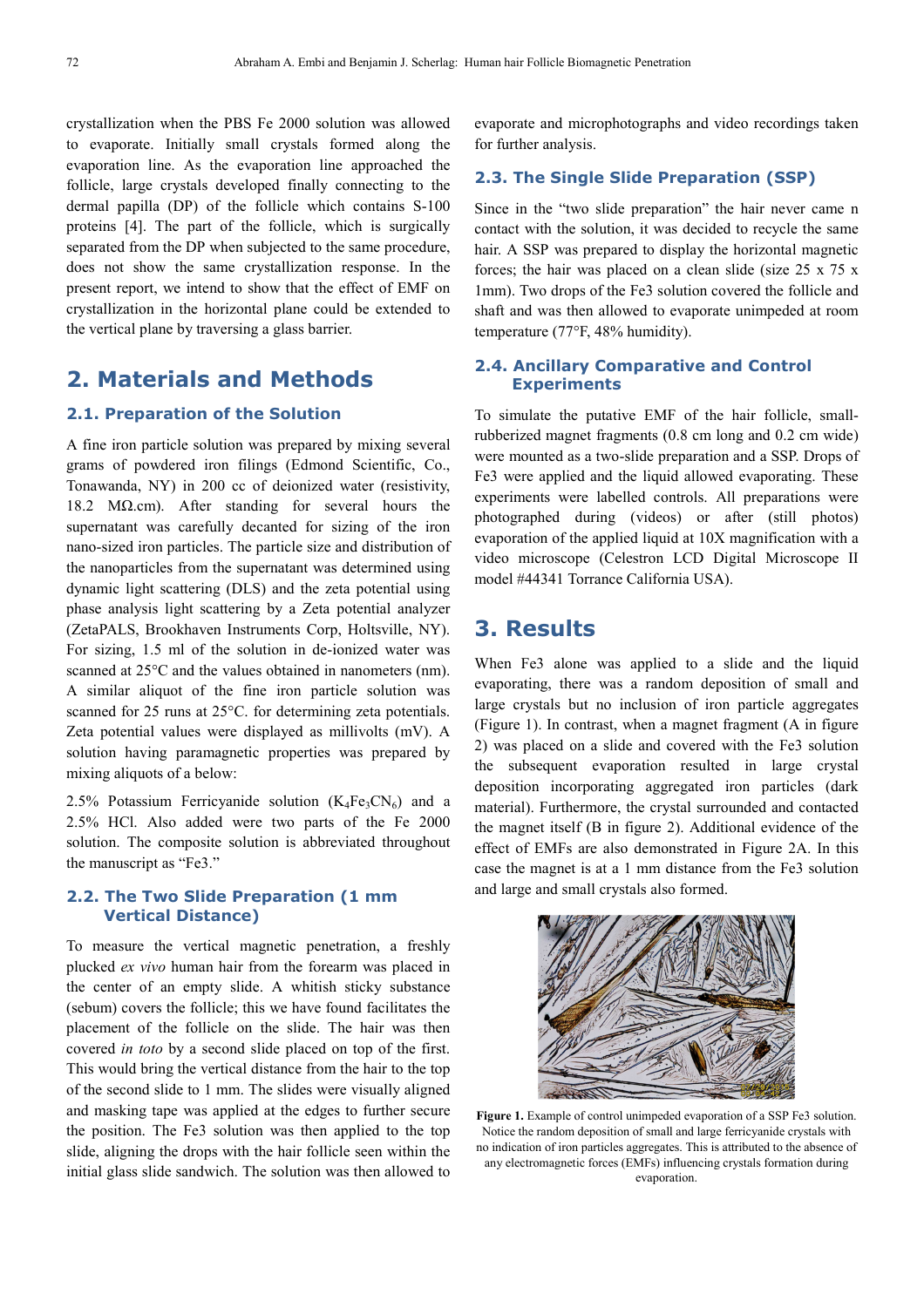crystallization when the PBS Fe 2000 solution was allowed to evaporate. Initially small crystals formed along the evaporation line. As the evaporation line approached the follicle, large crystals developed finally connecting to the dermal papilla (DP) of the follicle which contains S-100 proteins [4]. The part of the follicle, which is surgically separated from the DP when subjected to the same procedure, does not show the same crystallization response. In the present report, we intend to show that the effect of EMF on crystallization in the horizontal plane could be extended to the vertical plane by traversing a glass barrier.

## 2. Materials and Methods

### 2.1. Preparation of the Solution

A fine iron particle solution was prepared by mixing several grams of powdered iron filings (Edmond Scientific, Co., Tonawanda, NY) in 200 cc of deionized water (resistivity, 18.2 MΩ.cm). After standing for several hours the supernatant was carefully decanted for sizing of the iron nano-sized iron particles. The particle size and distribution of the nanoparticles from the supernatant was determined using dynamic light scattering (DLS) and the zeta potential using phase analysis light scattering by a Zeta potential analyzer (ZetaPALS, Brookhaven Instruments Corp, Holtsville, NY). For sizing, 1.5 ml of the solution in de-ionized water was scanned at 25°C and the values obtained in nanometers (nm). A similar aliquot of the fine iron particle solution was scanned for 25 runs at 25°C. for determining zeta potentials. Zeta potential values were displayed as millivolts (mV). A solution having paramagnetic properties was prepared by mixing aliquots of a below:

2.5% Potassium Ferricyanide solution ($K_4Fe_3CN_6$) and a 2.5% HCl. Also added were two parts of the Fe 2000 solution. The composite solution is abbreviated throughout the manuscript as "Fe3."

### 2.2. The Two Slide Preparation (1 mm Vertical Distance)

To measure the vertical magnetic penetration, a freshly plucked *ex vivo* human hair from the forearm was placed in the center of an empty slide. A whitish sticky substance (sebum) covers the follicle; this we have found facilitates the placement of the follicle on the slide. The hair was then covered *in toto* by a second slide placed on top of the first. This would bring the vertical distance from the hair to the top of the second slide to 1 mm. The slides were visually aligned and masking tape was applied at the edges to further secure the position. The Fe3 solution was then applied to the top slide, aligning the drops with the hair follicle seen within the initial glass slide sandwich. The solution was then allowed to evaporate and microphotographs and video recordings taken for further analysis.

### 2.3. The Single Slide Preparation (SSP)

Since in the "two slide preparation" the hair never came n contact with the solution, it was decided to recycle the same hair. A SSP was prepared to display the horizontal magnetic forces; the hair was placed on a clean slide (size 25 x 75 x 1mm). Two drops of the Fe3 solution covered the follicle and shaft and was then allowed to evaporate unimpeded at room temperature (77°F, 48% humidity).

### 2.4. Ancillary Comparative and Control Experiments

To simulate the putative EMF of the hair follicle, small-rubberized magnet fragments (0.8 cm long and 0.2 cm wide) were mounted as a two-slide preparation and a SSP. Drops of Fe3 were applied and the liquid allowed evaporating. These experiments were labelled controls. All preparations were photographed during (videos) or after (still photos) evaporation of the applied liquid at 10X magnification with a video microscope (Celestron LCD Digital Microscope II model #44341 Torrance California USA).

## 3. Results

When Fe3 alone was applied to a slide and the liquid evaporating, there was a random deposition of small and large crystals but no inclusion of iron particle aggregates (Figure 1). In contrast, when a magnet fragment (A in figure 2) was placed on a slide and covered with the Fe3 solution the subsequent evaporation resulted in large crystal deposition incorporating aggregated iron particles (dark material). Furthermore, the crystal surrounded and contacted the magnet itself (B in figure 2). Additional evidence of the effect of EMFs are also demonstrated in Figure 2A. In this case the magnet is at a 1 mm distance from the Fe3 solution and large and small crystals also formed.

**Figure 1.** Example of control unimpeded evaporation of a SSP Fe3 solution. Notice the random deposition of small and large ferricyanide crystals with no indication of iron particles aggregates. This is attributed to the absence of any electromagnetic forces (EMFs) influencing crystals formation during evaporation.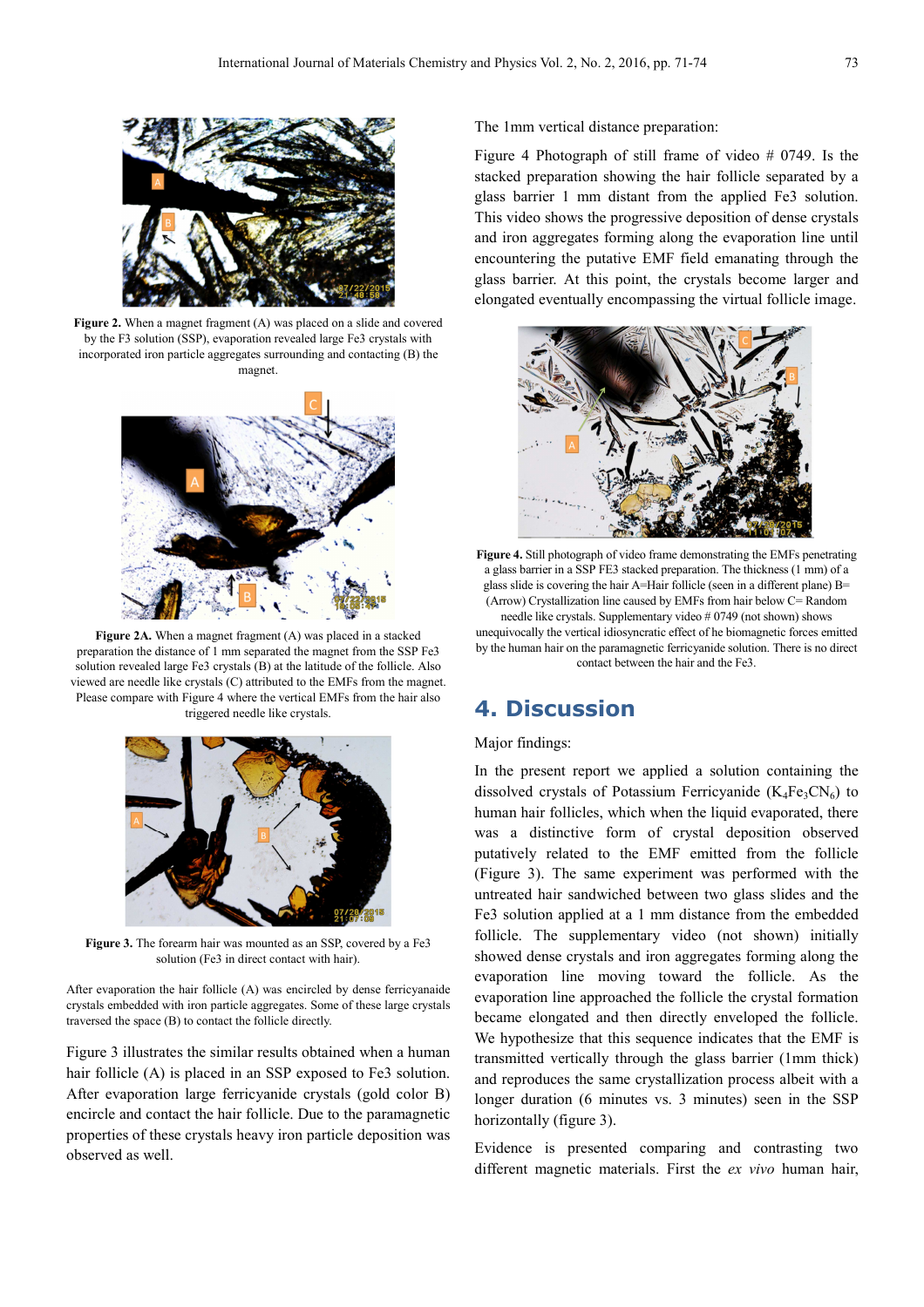**Figure 2.** When a magnet fragment (A) was placed on a slide and covered by the F3 solution (SSP), evaporation revealed large Fe3 crystals with incorporated iron particle aggregates surrounding and contacting (B) the magnet.

**Figure 2A.** When a magnet fragment (A) was placed in a stacked preparation the distance of 1 mm separated the magnet from the SSP Fe3 solution revealed large Fe3 crystals (B) at the latitude of the follicle. Also viewed are needle like crystals (C) attributed to the EMFs from the magnet. Please compare with Figure 4 where the vertical EMFs from the hair also triggered needle like crystals.

**Figure 3.** The forearm hair was mounted as an SSP, covered by a Fe3 solution (Fe3 in direct contact with hair).

After evaporation the hair follicle (A) was encircled by dense ferricyanaide crystals embedded with iron particle aggregates. Some of these large crystals traversed the space (B) to contact the follicle directly.

Figure 3 illustrates the similar results obtained when a human hair follicle (A) is placed in an SSP exposed to Fe3 solution. After evaporation large ferricyanide crystals (gold color B) encircle and contact the hair follicle. Due to the paramagnetic properties of these crystals heavy iron particle deposition was observed as well.

The 1mm vertical distance preparation:

Figure 4 Photograph of still frame of video # 0749. Is the stacked preparation showing the hair follicle separated by a glass barrier 1 mm distant from the applied Fe3 solution. This video shows the progressive deposition of dense crystals and iron aggregates forming along the evaporation line until encountering the putative EMF field emanating through the glass barrier. At this point, the crystals become larger and elongated eventually encompassing the virtual follicle image.

**Figure 4.** Still photograph of video frame demonstrating the EMFs penetrating a glass barrier in a SSP FE3 stacked preparation. The thickness (1 mm) of a glass slide is covering the hair A=Hair follicle (seen in a different plane) B= (Arrow) Crystallization line caused by EMFs from hair below C= Random needle like crystals. Supplementary video # 0749 (not shown) shows unequivocally the vertical idiosyncratic effect of he biomagnetic forces emitted by the human hair on the paramagnetic ferricyanide solution. There is no direct contact between the hair and the Fe3.

## 4. Discussion

Major findings:

In the present report we applied a solution containing the dissolved crystals of Potassium Ferricyanide ($K_4Fe_3CN_6$) to human hair follicles, which when the liquid evaporated, there was a distinctive form of crystal deposition observed putatively related to the EMF emitted from the follicle (Figure 3). The same experiment was performed with the untreated hair sandwiched between two glass slides and the Fe3 solution applied at a 1 mm distance from the embedded follicle. The supplementary video (not shown) initially showed dense crystals and iron aggregates forming along the evaporation line moving toward the follicle. As the evaporation line approached the follicle the crystal formation became elongated and then directly enveloped the follicle. We hypothesize that this sequence indicates that the EMF is transmitted vertically through the glass barrier (1mm thick) and reproduces the same crystallization process albeit with a longer duration (6 minutes vs. 3 minutes) seen in the SSP horizontally (figure 3).

Evidence is presented comparing and contrasting two different magnetic materials. First the *ex vivo* human hair,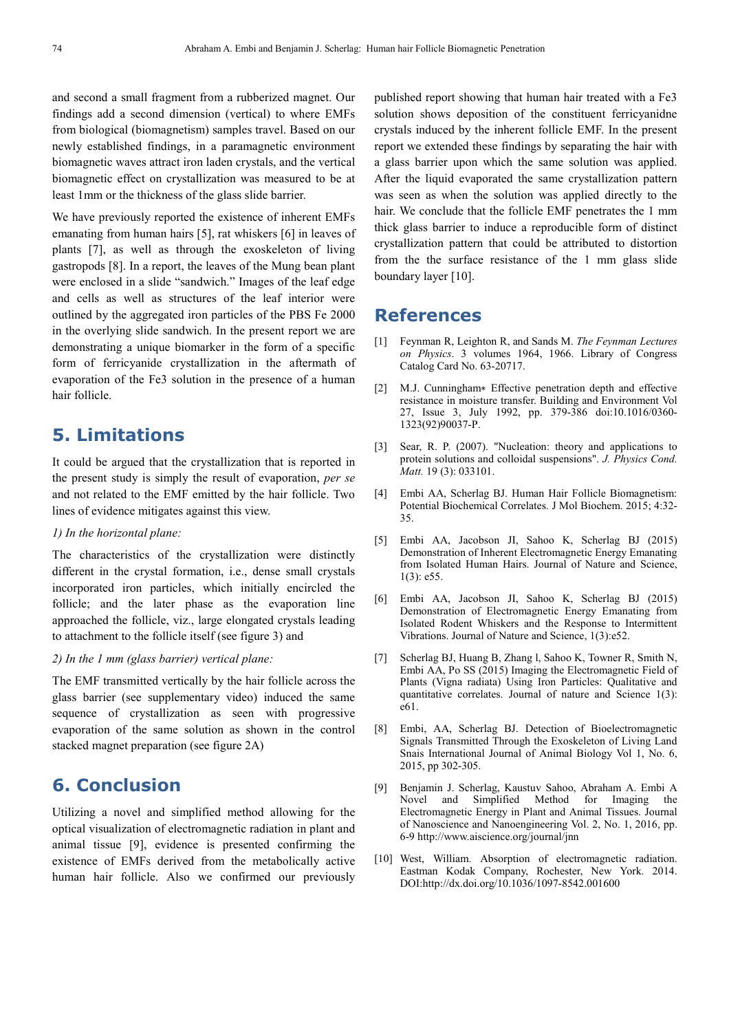and second a small fragment from a rubberized magnet. Our findings add a second dimension (vertical) to where EMFs from biological (biomagnetism) samples travel. Based on our newly established findings, in a paramagnetic environment biomagnetic waves attract iron laden crystals, and the vertical biomagnetic effect on crystallization was measured to be at least 1mm or the thickness of the glass slide barrier.

We have previously reported the existence of inherent EMFs emanating from human hairs [5], rat whiskers [6] in leaves of plants [7], as well as through the exoskeleton of living gastropods [8]. In a report, the leaves of the Mung bean plant were enclosed in a slide "sandwich." Images of the leaf edge and cells as well as structures of the leaf interior were outlined by the aggregated iron particles of the PBS Fe 2000 in the overlying slide sandwich. In the present report we are demonstrating a unique biomarker in the form of a specific form of ferricyanide crystallization in the aftermath of evaporation of the Fe3 solution in the presence of a human hair follicle.

## 5. Limitations

It could be argued that the crystallization that is reported in the present study is simply the result of evaporation, *per se* and not related to the EMF emitted by the hair follicle. Two lines of evidence mitigates against this view.

*1) In the horizontal plane:*

The characteristics of the crystallization were distinctly different in the crystal formation, i.e., dense small crystals incorporated iron particles, which initially encircled the follicle; and the later phase as the evaporation line approached the follicle, viz., large elongated crystals leading to attachment to the follicle itself (see figure 3) and

*2) In the 1 mm (glass barrier) vertical plane:*

The EMF transmitted vertically by the hair follicle across the glass barrier (see supplementary video) induced the same sequence of crystallization as seen with progressive evaporation of the same solution as shown in the control stacked magnet preparation (see figure 2A)

## 6. Conclusion

Utilizing a novel and simplified method allowing for the optical visualization of electromagnetic radiation in plant and animal tissue [9], evidence is presented confirming the existence of EMFs derived from the metabolically active human hair follicle. Also we confirmed our previously published report showing that human hair treated with a Fe3 solution shows deposition of the constituent ferricyanidne crystals induced by the inherent follicle EMF. In the present report we extended these findings by separating the hair with a glass barrier upon which the same solution was applied. After the liquid evaporated the same crystallization pattern was seen as when the solution was applied directly to the hair. We conclude that the follicle EMF penetrates the 1 mm thick glass barrier to induce a reproducible form of distinct crystallization pattern that could be attributed to distortion from the the surface resistance of the 1 mm glass slide boundary layer [10].

## References

[1] Feynman R, Leighton R, and Sands M. *The Feynman Lectures on Physics*. 3 volumes 1964, 1966. Library of Congress Catalog Card No. 63-20717.

[2] M.J. Cunningham∗ Effective penetration depth and effective resistance in moisture transfer. Building and Environment Vol 27, Issue 3, July 1992, pp. 379-386 doi:10.1016/0360-1323(92)90037-P.

[3] Sear, R. P. (2007). "Nucleation: theory and applications to protein solutions and colloidal suspensions". *J. Physics Cond. Matt.* 19 (3): 033101.

[4] Embi AA, Scherlag BJ. Human Hair Follicle Biomagnetism: Potential Biochemical Correlates. J Mol Biochem. 2015; 4:32-35.

[5] Embi AA, Jacobson JI, Sahoo K, Scherlag BJ (2015) Demonstration of Inherent Electromagnetic Energy Emanating from Isolated Human Hairs. Journal of Nature and Science, 1(3): e55.

[6] Embi AA, Jacobson JI, Sahoo K, Scherlag BJ (2015) Demonstration of Electromagnetic Energy Emanating from Isolated Rodent Whiskers and the Response to Intermittent Vibrations. Journal of Nature and Science, 1(3):e52.

[7] Scherlag BJ, Huang B, Zhang l, Sahoo K, Towner R, Smith N, Embi AA, Po SS (2015) Imaging the Electromagnetic Field of Plants (Vigna radiata) Using Iron Particles: Qualitative and quantitative correlates. Journal of nature and Science 1(3): e61.

[8] Embi, AA, Scherlag BJ. Detection of Bioelectromagnetic Signals Transmitted Through the Exoskeleton of Living Land Snais International Journal of Animal Biology Vol 1, No. 6, 2015, pp 302-305.

[9] Benjamin J. Scherlag, Kaustuv Sahoo, Abraham A. Embi A Novel and Simplified Method for Imaging the Electromagnetic Energy in Plant and Animal Tissues. Journal of Nanoscience and Nanoengineering Vol. 2, No. 1, 2016, pp. 6-9 http://www.aiscience.org/journal/jnn

[10] West, William. Absorption of electromagnetic radiation. Eastman Kodak Company, Rochester, New York. 2014. DOI:http://dx.doi.org/10.1036/1097-8542.001600